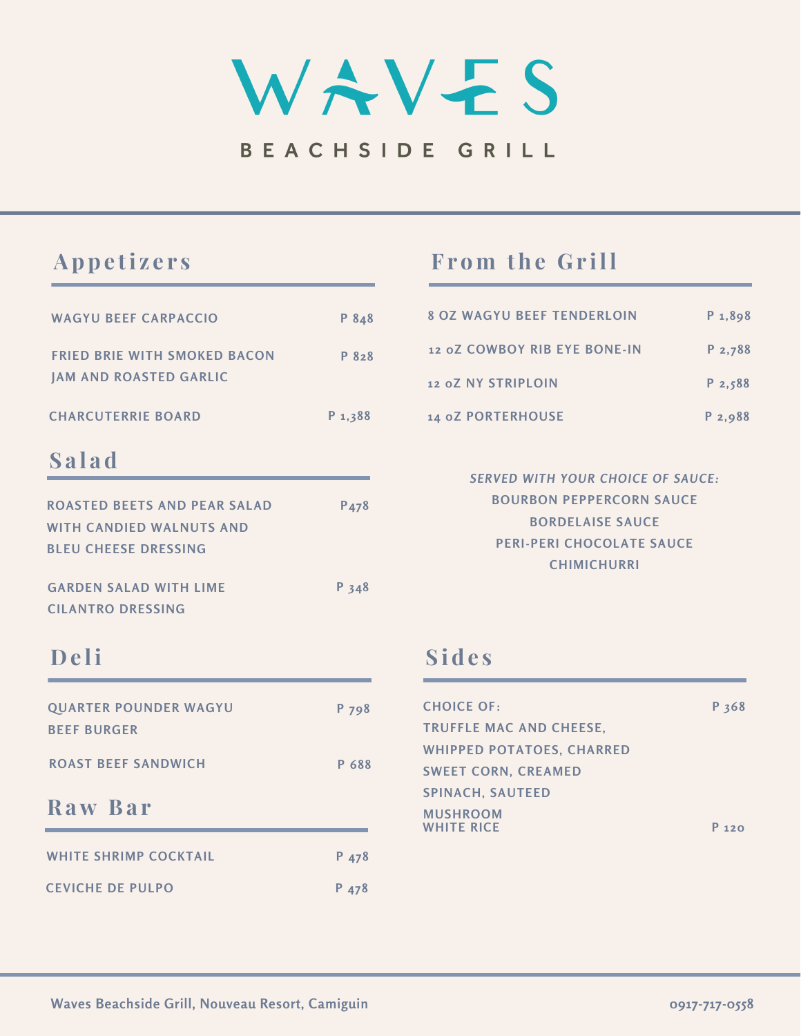# WAVES

BEACHSIDE GRILL

## Appetizers

| | |
|---|---|
| WAGYU BEEF CARPACCIO | P 848 |
| FRIED BRIE WITH SMOKED BACON JAM AND ROASTED GARLIC | P 828 |
| CHARCUTERRIE BOARD | P 1,388 |

## Salad

| | |
|---|---|
| ROASTED BEETS AND PEAR SALAD WITH CANDIED WALNUTS AND BLEU CHEESE DRESSING | P478 |
| GARDEN SALAD WITH LIME CILANTRO DRESSING | P 348 |

## Deli

| | |
|---|---|
| QUARTER POUNDER WAGYU BEEF BURGER | P 798 |
| ROAST BEEF SANDWICH | P 688 |

## Raw Bar

| | |
|---|---|
| WHITE SHRIMP COCKTAIL | P 478 |
| CEVICHE DE PULPO | P 478 |

## From the Grill

| | |
|---|---|
| 8 OZ WAGYU BEEF TENDERLOIN | P 1,898 |
| 12 oZ COWBOY RIB EYE BONE-IN | P 2,788 |
| 12 oZ NY STRIPLOIN | P 2,588 |
| 14 oZ PORTERHOUSE | P 2,988 |

*SERVED WITH YOUR CHOICE OF SAUCE:*

BOURBON PEPPERCORN SAUCE

BORDELAISE SAUCE

PERI-PERI CHOCOLATE SAUCE

CHIMICHURRI

## Sides

| | |
|---|---|
| CHOICE OF: TRUFFLE MAC AND CHEESE, WHIPPED POTATOES, CHARRED SWEET CORN, CREAMED SPINACH, SAUTEED MUSHROOM | P 368 |
| WHITE RICE | P 120 |

Waves Beachside Grill, Nouveau Resort, Camiguin

0917-717-0558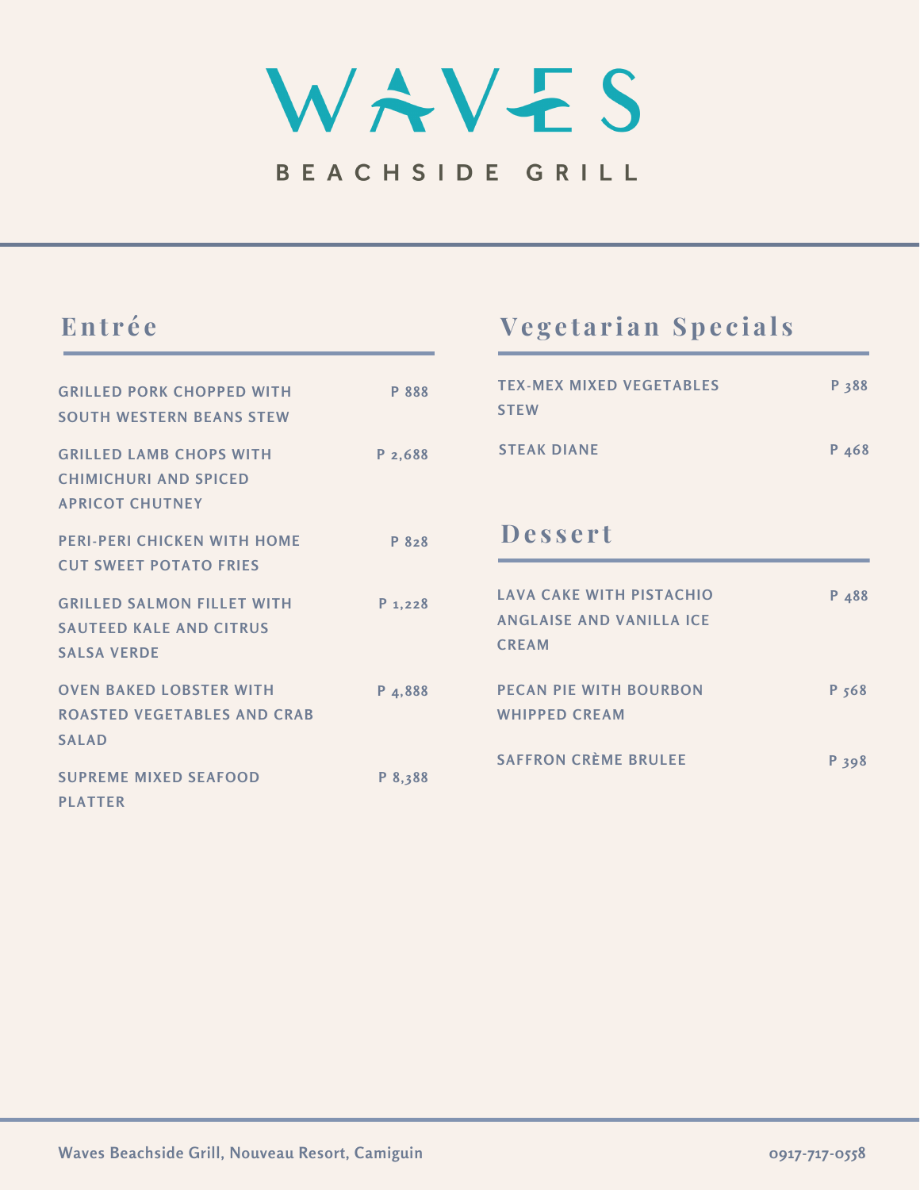# WAVES

BEACHSIDE GRILL

## Entrée

| | |
|---|---|
| GRILLED PORK CHOPPED WITH SOUTH WESTERN BEANS STEW | P 888 |
| GRILLED LAMB CHOPS WITH CHIMICHURI AND SPICED APRICOT CHUTNEY | P 2,688 |
| PERI-PERI CHICKEN WITH HOME CUT SWEET POTATO FRIES | P 828 |
| GRILLED SALMON FILLET WITH SAUTEED KALE AND CITRUS SALSA VERDE | P 1,228 |
| OVEN BAKED LOBSTER WITH ROASTED VEGETABLES AND CRAB SALAD | P 4,888 |
| SUPREME MIXED SEAFOOD PLATTER | P 8,388 |

## Vegetarian Specials

| | |
|---|---|
| TEX-MEX MIXED VEGETABLES STEW | P 388 |
| STEAK DIANE | P 468 |

## Dessert

| | |
|---|---|
| LAVA CAKE WITH PISTACHIO ANGLAISE AND VANILLA ICE CREAM | P 488 |
| PECAN PIE WITH BOURBON WHIPPED CREAM | P 568 |
| SAFFRON CRÈME BRULEE | P 398 |

Waves Beachside Grill, Nouveau Resort, Camiguin

0917-717-0558